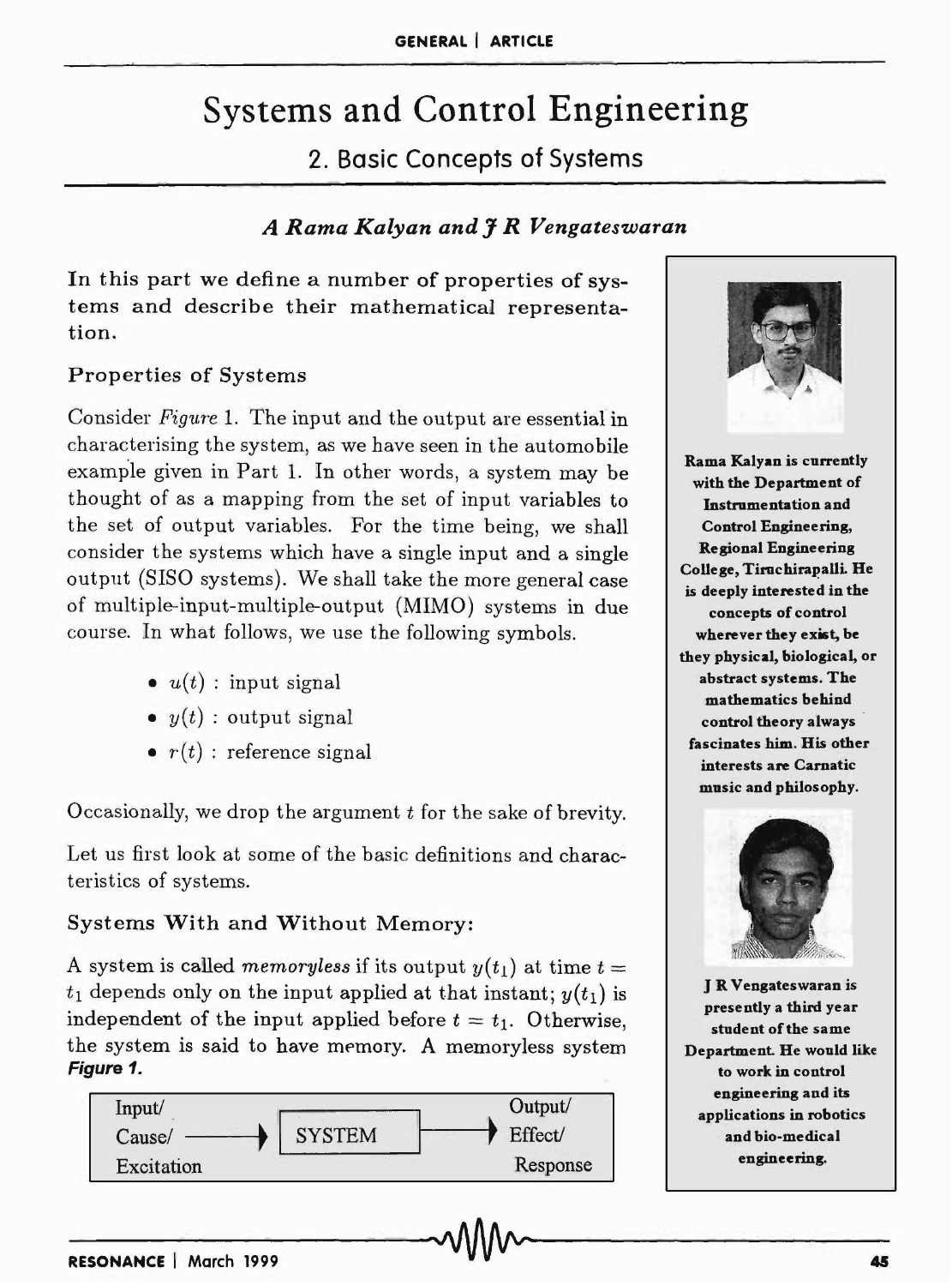# Systems and Control Engineering

## 2. Basic Concepts of Systems

### *A Rama Kalyan and J R Vengateswaran*

**In this part we define a number of properties of systems and describe their mathematical representation.**

### Properties of Systems

Consider *Figure* 1. The input and the output are essential in characterising the system, as we have seen in the automobile example given in Part 1. In other words, a system may be thought of as a mapping from the set of input variables to the set of output variables. For the time being, we shall consider the systems which have a single input and a single output (SISO systems). We shall take the more general case of multiple-input-multiple-output (MIMO) systems in due course. In what follows, we use the following symbols.

- $u(t)$ : input signal
- $y(t)$ : output signal
- $r(t)$ : reference signal

Occasionally, we drop the argument $t$ for the sake of brevity.

Let us first look at some of the basic definitions and characteristics of systems.

### Systems With and Without Memory:

A system is called *memoryless* if its output $y(t_1)$ at time $t = t_1$ depends only on the input applied at that instant; $y(t_1)$ is independent of the input applied before $t = t_1$. Otherwise, the system is said to have memory. A memoryless system

**Figure 1.**

Input/ Cause/ Excitation → SYSTEM → Output/ Effect/ Response

**Rama Kalyan is currently with the Department of Instrumentation and Control Engineering, Regional Engineering College, Tiruchirapalli. He is deeply interested in the concepts of control wherever they exist, be they physical, biological, or abstract systems. The mathematics behind control theory always fascinates him. His other interests are Carnatic music and philosophy.**

**J R Vengateswaran is presently a third year student of the same Department. He would like to work in control engineering and its applications in robotics and bio-medical engineering.**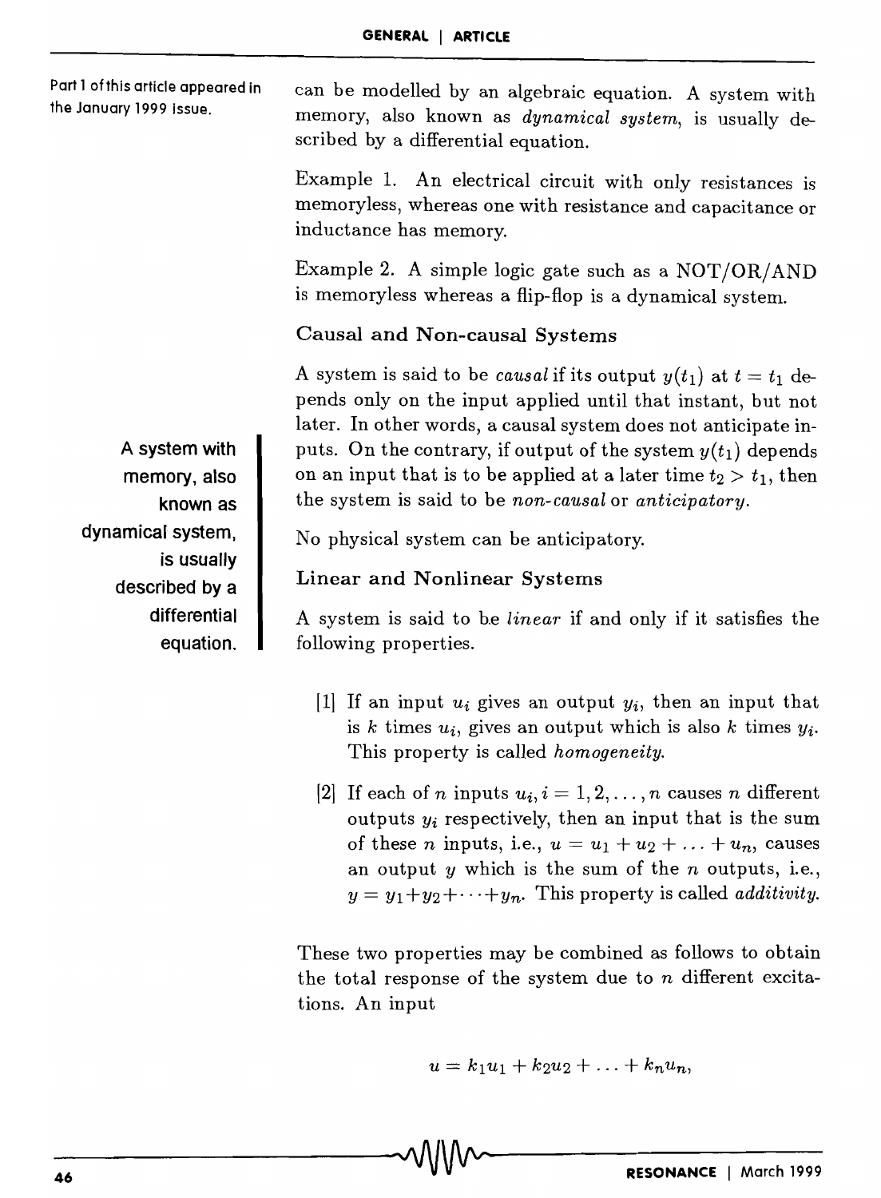Part 1 of this article appeared in the January 1999 issue.

can be modelled by an algebraic equation. A system with memory, also known as *dynamical system*, is usually described by a differential equation.

Example 1. An electrical circuit with only resistances is memoryless, whereas one with resistance and capacitance or inductance has memory.

Example 2. A simple logic gate such as a NOT/OR/AND is memoryless whereas a flip-flop is a dynamical system.

### Causal and Non-causal Systems

A system is said to be *causal* if its output $y(t_1)$ at $t = t_1$ depends only on the input applied until that instant, but not later. In other words, a causal system does not anticipate inputs. On the contrary, if output of the system $y(t_1)$ depends on an input that is to be applied at a later time $t_2 > t_1$, then the system is said to be *non-causal* or *anticipatory*.

**A system with memory, also known as dynamical system, is usually described by a differential equation.**

No physical system can be anticipatory.

### Linear and Nonlinear Systems

A system is said to be *linear* if and only if it satisfies the following properties.

[1] If an input $u_i$ gives an output $y_i$, then an input that is $k$ times $u_i$, gives an output which is also $k$ times $y_i$. This property is called *homogeneity*.

[2] If each of $n$ inputs $u_i, i = 1, 2, \ldots, n$ causes $n$ different outputs $y_i$ respectively, then an input that is the sum of these $n$ inputs, i.e., $u = u_1 + u_2 + \ldots + u_n$, causes an output $y$ which is the sum of the $n$ outputs, i.e., $y = y_1 + y_2 + \cdots + y_n$. This property is called *additivity*.

These two properties may be combined as follows to obtain the total response of the system due to $n$ different excitations. An input

$$u = k_1 u_1 + k_2 u_2 + \ldots + k_n u_n,$$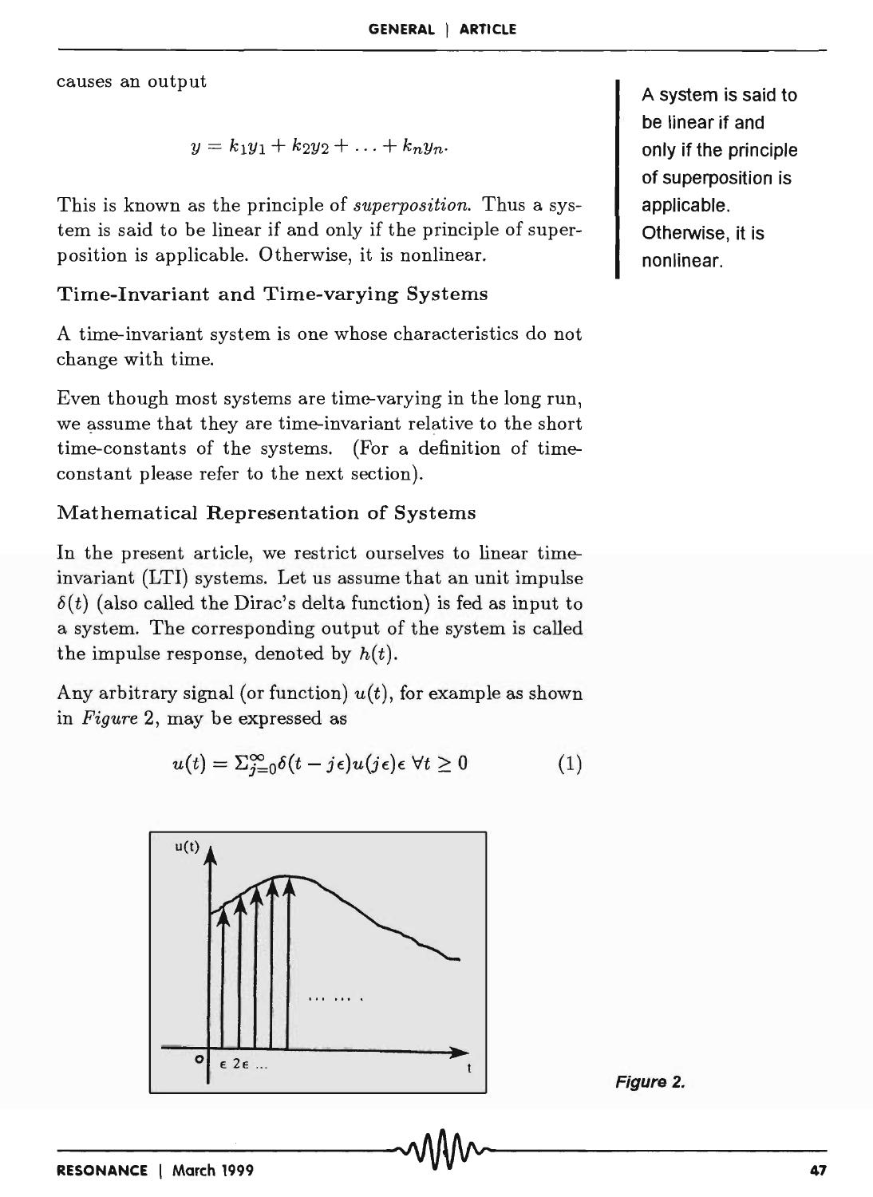causes an output

$$y = k_1 y_1 + k_2 y_2 + \ldots + k_n y_n.$$

This is known as the principle of *superposition*. Thus a system is said to be linear if and only if the principle of superposition is applicable. Otherwise, it is nonlinear.

A system is said to be linear if and only if the principle of superposition is applicable. Otherwise, it is nonlinear.

## Time-Invariant and Time-varying Systems

A time-invariant system is one whose characteristics do not change with time.

Even though most systems are time-varying in the long run, we assume that they are time-invariant relative to the short time-constants of the systems. (For a definition of time-constant please refer to the next section).

## Mathematical Representation of Systems

In the present article, we restrict ourselves to linear time-invariant (LTI) systems. Let us assume that an unit impulse $\delta(t)$ (also called the Dirac's delta function) is fed as input to a system. The corresponding output of the system is called the impulse response, denoted by $h(t)$.

Any arbitrary signal (or function) $u(t)$, for example as shown in *Figure* 2, may be expressed as

$$u(t) = \Sigma_{j=0}^{\infty} \delta(t - j\epsilon) u(j\epsilon)\epsilon \ \forall t \geq 0 \qquad (1)$$

***Figure 2.***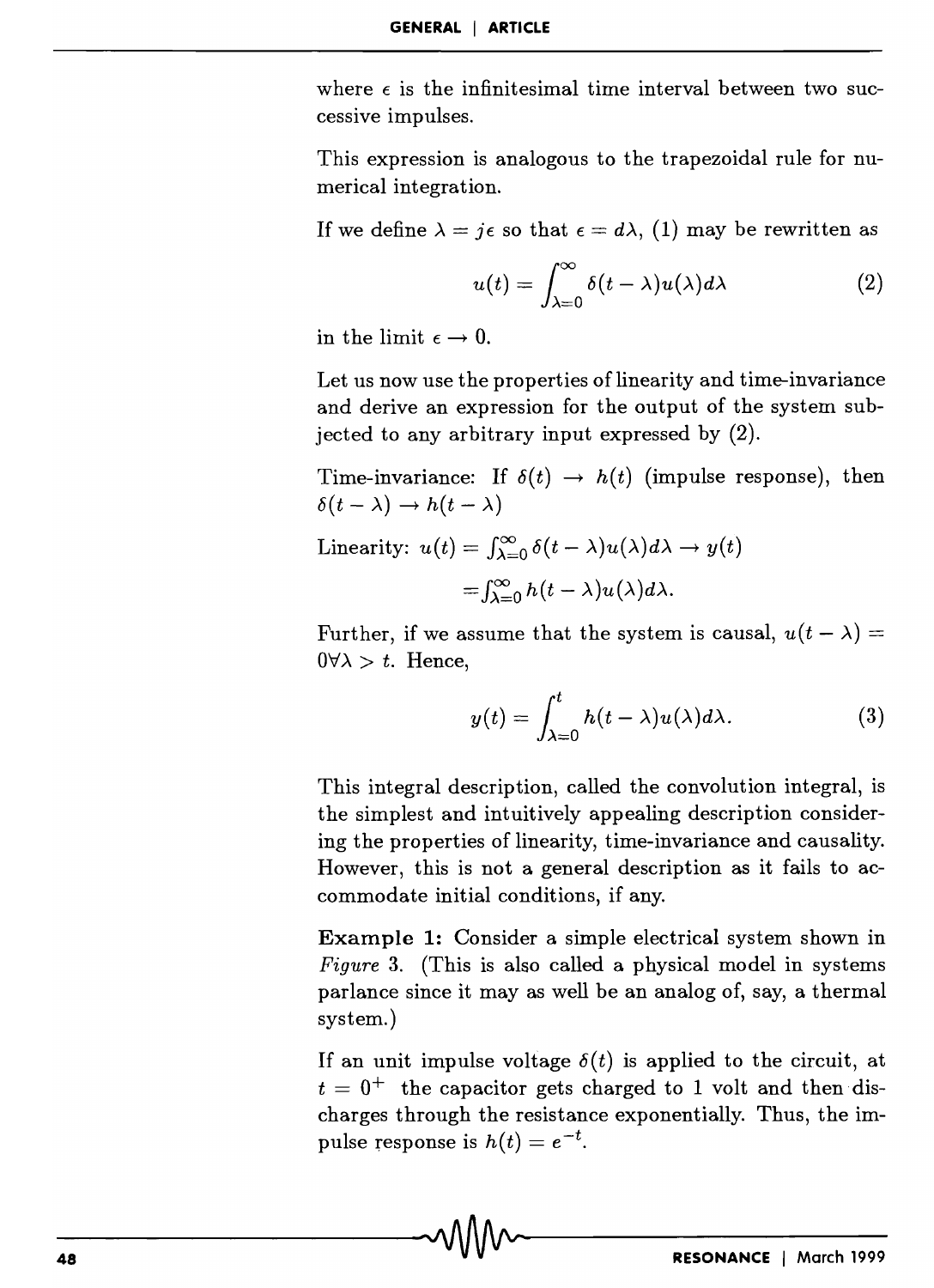where $\epsilon$ is the infinitesimal time interval between two successive impulses.

This expression is analogous to the trapezoidal rule for numerical integration.

If we define $\lambda = j\epsilon$ so that $\epsilon = d\lambda$, (1) may be rewritten as

$$u(t) = \int_{\lambda=0}^{\infty} \delta(t-\lambda)u(\lambda)d\lambda \qquad (2)$$

in the limit $\epsilon \rightarrow 0$.

Let us now use the properties of linearity and time-invariance and derive an expression for the output of the system subjected to any arbitrary input expressed by (2).

Time-invariance: If $\delta(t) \rightarrow h(t)$ (impulse response), then $\delta(t-\lambda) \rightarrow h(t-\lambda)$

Linearity: $u(t) = \int_{\lambda=0}^{\infty} \delta(t-\lambda)u(\lambda)d\lambda \rightarrow y(t)$

$$= \int_{\lambda=0}^{\infty} h(t-\lambda)u(\lambda)d\lambda.$$

Further, if we assume that the system is causal, $u(t-\lambda) = 0 \forall \lambda > t$. Hence,

$$y(t) = \int_{\lambda=0}^{t} h(t-\lambda)u(\lambda)d\lambda. \qquad (3)$$

This integral description, called the convolution integral, is the simplest and intuitively appealing description considering the properties of linearity, time-invariance and causality. However, this is not a general description as it fails to accommodate initial conditions, if any.

**Example 1:** Consider a simple electrical system shown in *Figure* 3. (This is also called a physical model in systems parlance since it may as well be an analog of, say, a thermal system.)

If an unit impulse voltage $\delta(t)$ is applied to the circuit, at $t = 0^+$ the capacitor gets charged to 1 volt and then discharges through the resistance exponentially. Thus, the impulse response is $h(t) = e^{-t}$.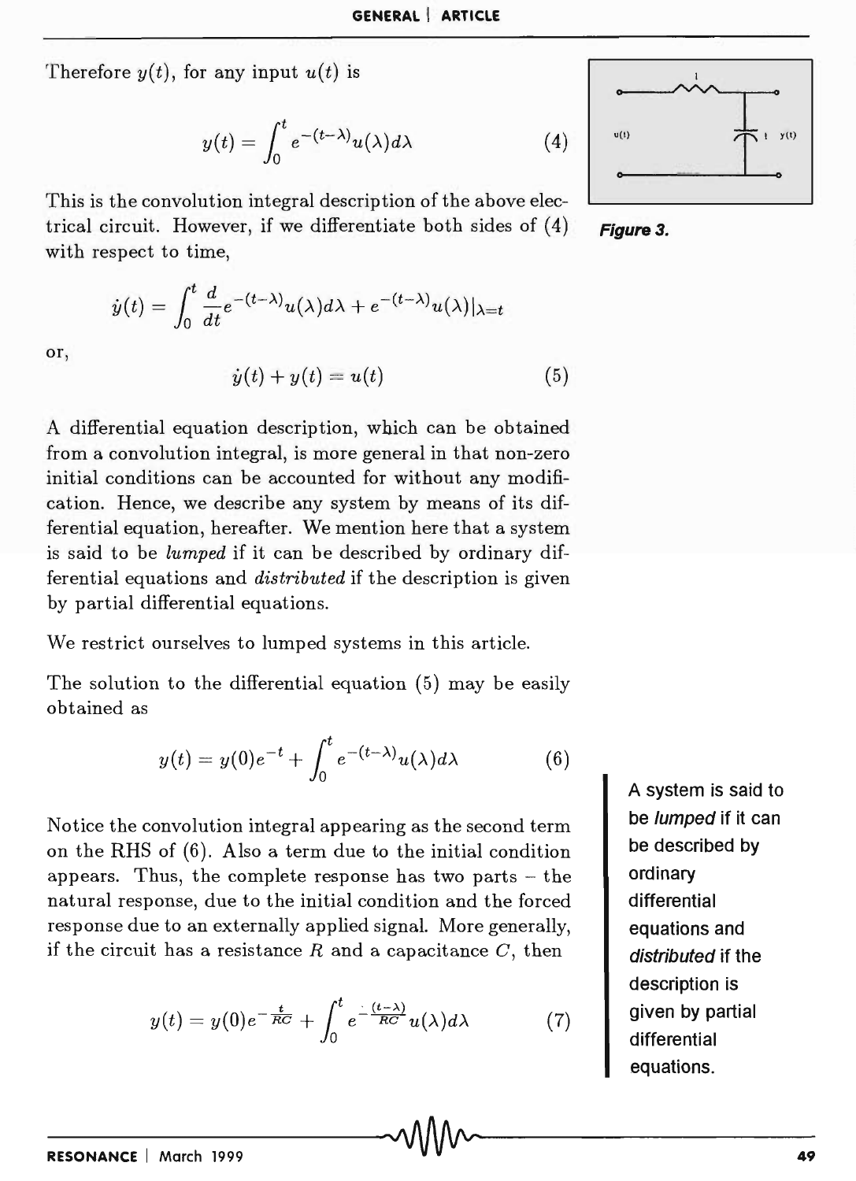Therefore $y(t)$, for any input $u(t)$ is

$$y(t) = \int_0^t e^{-(t-\lambda)} u(\lambda) d\lambda \tag{4}$$

This is the convolution integral description of the above electrical circuit. However, if we differentiate both sides of (4) with respect to time,

$$\dot{y}(t) = \int_0^t \frac{d}{dt} e^{-(t-\lambda)} u(\lambda) d\lambda + e^{-(t-\lambda)} u(\lambda)|_{\lambda=t}$$

or,

$$\dot{y}(t) + y(t) = u(t) \tag{5}$$

Figure 3.

A differential equation description, which can be obtained from a convolution integral, is more general in that non-zero initial conditions can be accounted for without any modification. Hence, we describe any system by means of its differential equation, hereafter. We mention here that a system is said to be *lumped* if it can be described by ordinary differential equations and *distributed* if the description is given by partial differential equations.

We restrict ourselves to lumped systems in this article.

The solution to the differential equation (5) may be easily obtained as

$$y(t) = y(0)e^{-t} + \int_0^t e^{-(t-\lambda)} u(\lambda) d\lambda \tag{6}$$

Notice the convolution integral appearing as the second term on the RHS of (6). Also a term due to the initial condition appears. Thus, the complete response has two parts – the natural response, due to the initial condition and the forced response due to an externally applied signal. More generally, if the circuit has a resistance $R$ and a capacitance $C$, then

$$y(t) = y(0)e^{-\frac{t}{RC}} + \int_0^t e^{-\frac{(t-\lambda)}{RC}} u(\lambda) d\lambda \tag{7}$$

A system is said to be *lumped* if it can be described by ordinary differential equations and *distributed* if the description is given by partial differential equations.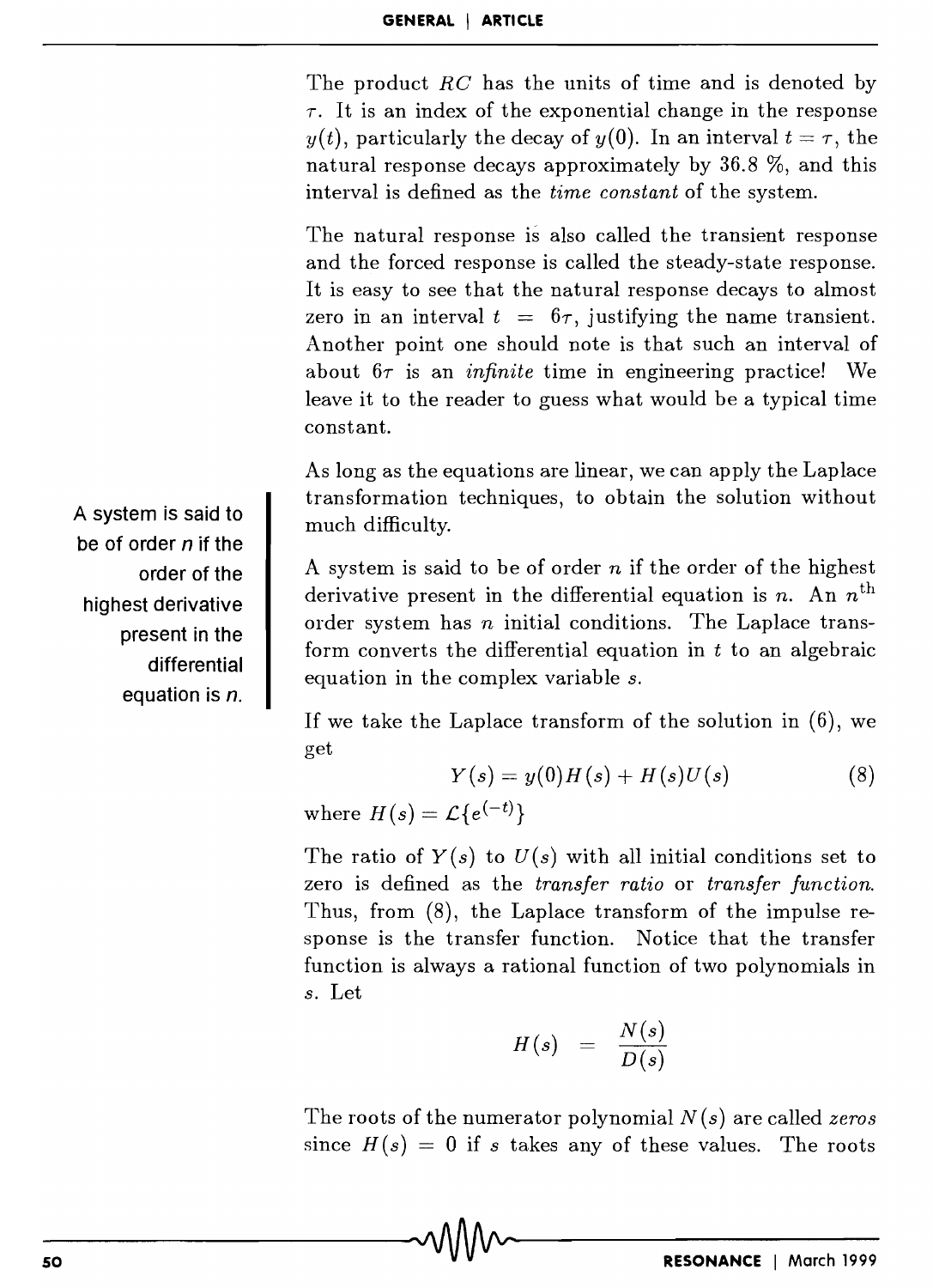The product $RC$ has the units of time and is denoted by $\tau$. It is an index of the exponential change in the response $y(t)$, particularly the decay of $y(0)$. In an interval $t = \tau$, the natural response decays approximately by 36.8 %, and this interval is defined as the *time constant* of the system.

The natural response is also called the transient response and the forced response is called the steady-state response. It is easy to see that the natural response decays to almost zero in an interval $t = 6\tau$, justifying the name transient. Another point one should note is that such an interval of about $6\tau$ is an *infinite* time in engineering practice! We leave it to the reader to guess what would be a typical time constant.

As long as the equations are linear, we can apply the Laplace transformation techniques, to obtain the solution without much difficulty.

A system is said to be of order $n$ if the order of the highest derivative present in the differential equation is $n$.

A system is said to be of order $n$ if the order of the highest derivative present in the differential equation is $n$. An $n^{\text{th}}$ order system has $n$ initial conditions. The Laplace transform converts the differential equation in $t$ to an algebraic equation in the complex variable $s$.

If we take the Laplace transform of the solution in (6), we get

$$Y(s) = y(0)H(s) + H(s)U(s) \tag{8}$$

where $H(s) = \mathcal{L}\{e^{(-t)}\}$

The ratio of $Y(s)$ to $U(s)$ with all initial conditions set to zero is defined as the *transfer ratio* or *transfer function.* Thus, from (8), the Laplace transform of the impulse response is the transfer function. Notice that the transfer function is always a rational function of two polynomials in $s$. Let

$$H(s) = \frac{N(s)}{D(s)}$$

The roots of the numerator polynomial $N(s)$ are called *zeros* since $H(s) = 0$ if $s$ takes any of these values. The roots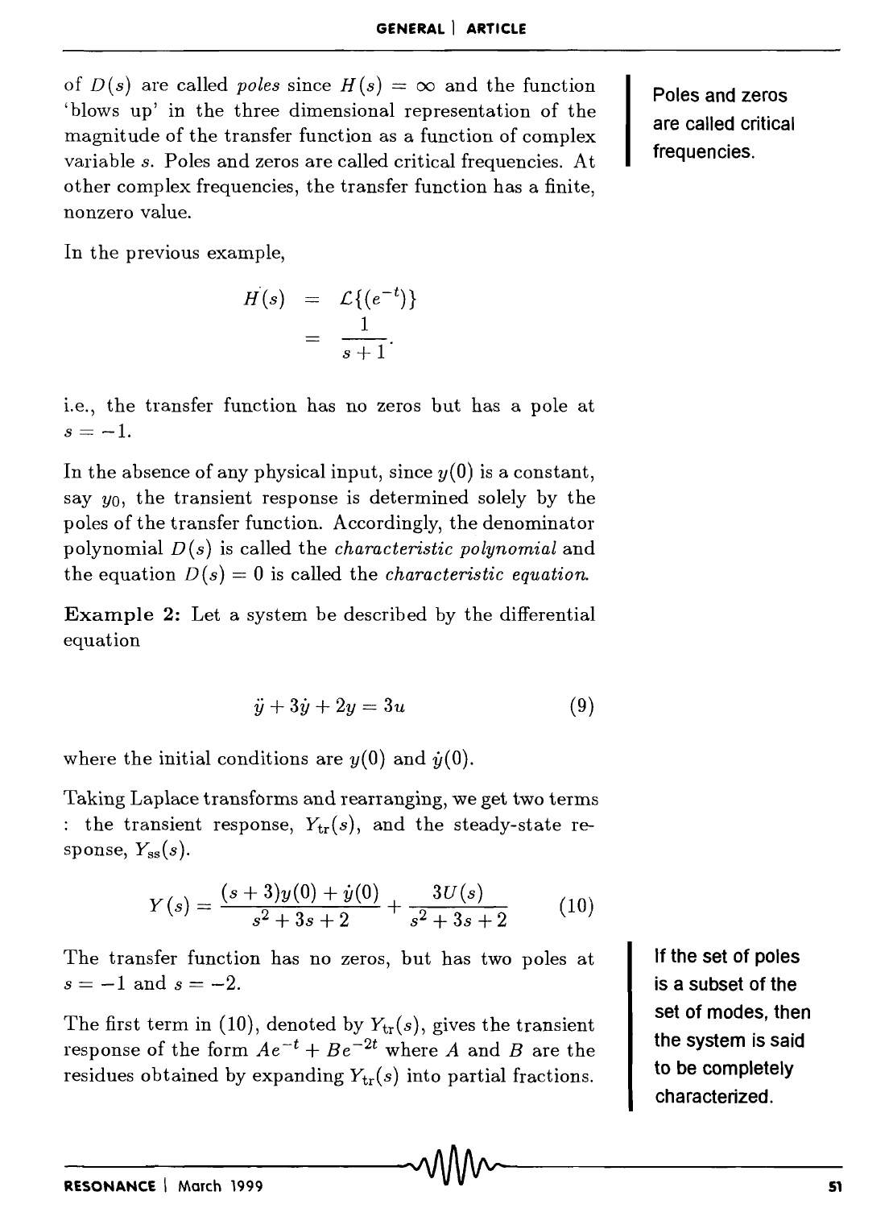of $D(s)$ are called *poles* since $H(s) = \infty$ and the function 'blows up' in the three dimensional representation of the magnitude of the transfer function as a function of complex variable $s$. Poles and zeros are called critical frequencies. At other complex frequencies, the transfer function has a finite, nonzero value.

**Poles and zeros are called critical frequencies.**

In the previous example,

$$\begin{aligned} H(s) &= \mathcal{L}\{(e^{-t})\} \\ &= \frac{1}{s+1}. \end{aligned}$$

i.e., the transfer function has no zeros but has a pole at $s = -1$.

In the absence of any physical input, since $y(0)$ is a constant, say $y_0$, the transient response is determined solely by the poles of the transfer function. Accordingly, the denominator polynomial $D(s)$ is called the *characteristic polynomial* and the equation $D(s) = 0$ is called the *characteristic equation*.

**Example 2:** Let a system be described by the differential equation

$$\ddot{y} + 3\dot{y} + 2y = 3u \tag{9}$$

where the initial conditions are $y(0)$ and $\dot{y}(0)$.

Taking Laplace transforms and rearranging, we get two terms : the transient response, $Y_{\mathrm{tr}}(s)$, and the steady-state response, $Y_{\mathrm{ss}}(s)$.

$$Y(s) = \frac{(s+3)y(0) + \dot{y}(0)}{s^2 + 3s + 2} + \frac{3U(s)}{s^2 + 3s + 2} \tag{10}$$

The transfer function has no zeros, but has two poles at $s = -1$ and $s = -2$.

**If the set of poles is a subset of the set of modes, then the system is said to be completely characterized.**

The first term in (10), denoted by $Y_{\mathrm{tr}}(s)$, gives the transient response of the form $Ae^{-t} + Be^{-2t}$ where $A$ and $B$ are the residues obtained by expanding $Y_{\mathrm{tr}}(s)$ into partial fractions.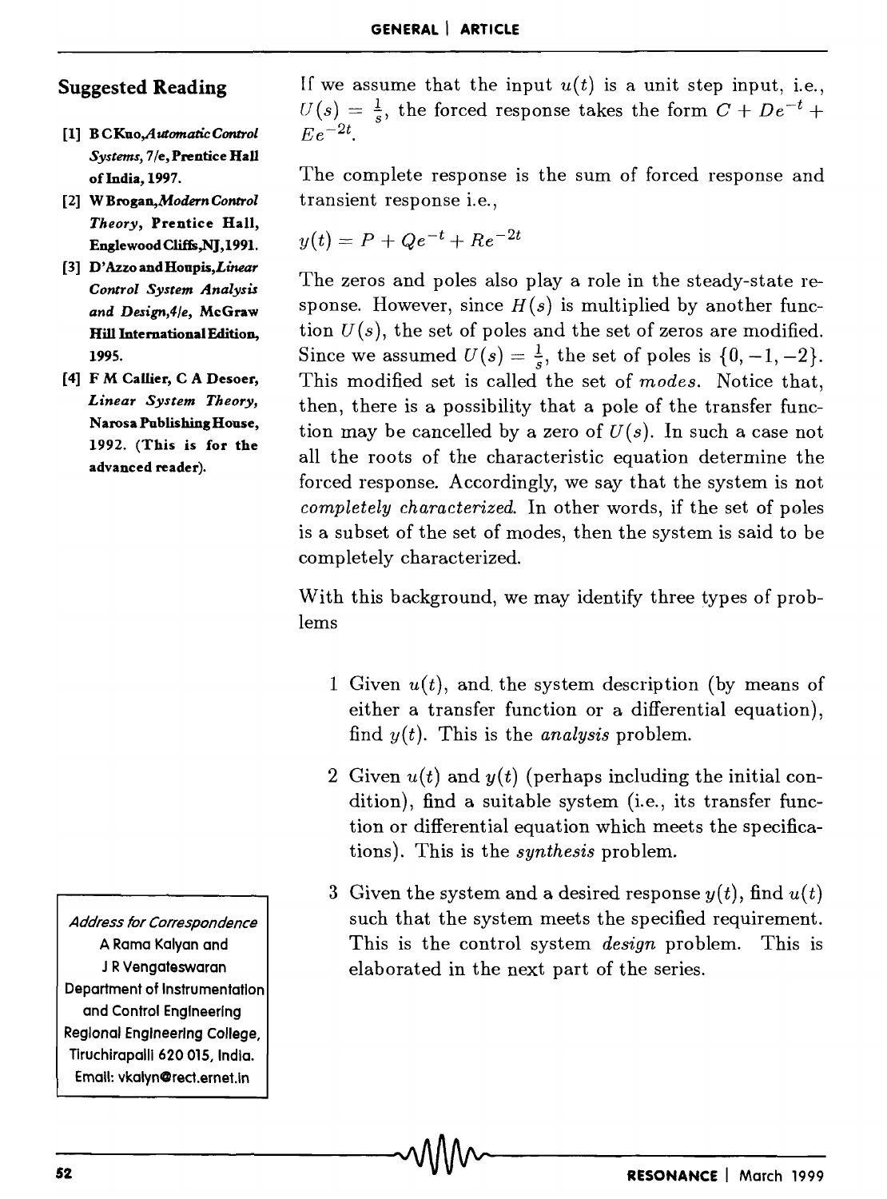If we assume that the input $u(t)$ is a unit step input, i.e., $U(s) = \frac{1}{s}$, the forced response takes the form $C + De^{-t} + Ee^{-2t}$.

The complete response is the sum of forced response and transient response i.e.,

$$y(t) = P + Qe^{-t} + Re^{-2t}$$

The zeros and poles also play a role in the steady-state response. However, since $H(s)$ is multiplied by another function $U(s)$, the set of poles and the set of zeros are modified. Since we assumed $U(s) = \frac{1}{s}$, the set of poles is $\{0, -1, -2\}$. This modified set is called the set of *modes*. Notice that, then, there is a possibility that a pole of the transfer function may be cancelled by a zero of $U(s)$. In such a case not all the roots of the characteristic equation determine the forced response. Accordingly, we say that the system is not *completely characterized*. In other words, if the set of poles is a subset of the set of modes, then the system is said to be completely characterized.

With this background, we may identify three types of problems

1. Given $u(t)$, and the system description (by means of either a transfer function or a differential equation), find $y(t)$. This is the *analysis* problem.
2. Given $u(t)$ and $y(t)$ (perhaps including the initial condition), find a suitable system (i.e., its transfer function or differential equation which meets the specifications). This is the *synthesis* problem.
3. Given the system and a desired response $y(t)$, find $u(t)$ such that the system meets the specified requirement. This is the control system *design* problem. This is elaborated in the next part of the series.

## Suggested Reading

[1] **B C Kuo, *Automatic Control Systems*, 7/e, Prentice Hall of India, 1997.**

[2] **W Brogan, *Modern Control Theory*, Prentice Hall, Englewood Cliffs, NJ, 1991.**

[3] **D'Azzo and Houpis, *Linear Control System Analysis and Design*, 4/e, McGraw Hill International Edition, 1995.**

[4] **F M Callier, C A Desoer, *Linear System Theory*, Narosa Publishing House, 1992. (This is for the advanced reader).**

*Address for Correspondence*
A Rama Kalyan and
J R Vengateswaran
Department of Instrumentation and Control Engineering
Regional Engineering College,
Tiruchirapalli 620 015, India.
Email: vkalyn@rect.ernet.in